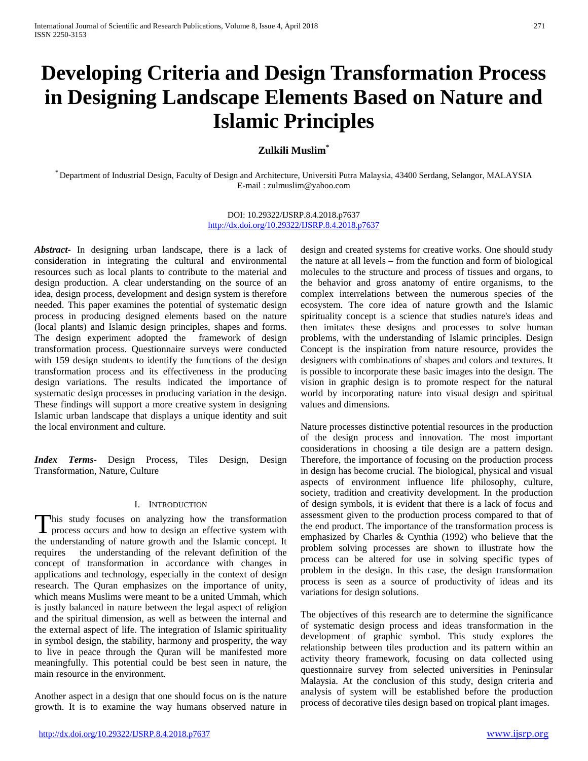# Developing Criteria and Design Transformation Process in Designing Landscape Elements Based on Nature and Islamic Principles

**Zulkili Muslim***

[*] Department of Industrial Design, Faculty of Design and Architecture, Universiti Putra Malaysia, 43400 Serdang, Selangor, MALAYSIA
E-mail : zulmuslim@yahoo.com

DOI: 10.29322/IJSRP.8.4.2018.p7637
http://dx.doi.org/10.29322/IJSRP.8.4.2018.p7637

***Abstract*-** In designing urban landscape, there is a lack of consideration in integrating the cultural and environmental resources such as local plants to contribute to the material and design production. A clear understanding on the source of an idea, design process, development and design system is therefore needed. This paper examines the potential of systematic design process in producing designed elements based on the nature (local plants) and Islamic design principles, shapes and forms. The design experiment adopted the framework of design transformation process. Questionnaire surveys were conducted with 159 design students to identify the functions of the design transformation process and its effectiveness in the producing design variations. The results indicated the importance of systematic design processes in producing variation in the design. These findings will support a more creative system in designing Islamic urban landscape that displays a unique identity and suit the local environment and culture.

***Index Terms*-** Design Process, Tiles Design, Design Transformation, Nature, Culture

## I. Introduction

This study focuses on analyzing how the transformation process occurs and how to design an effective system with the understanding of nature growth and the Islamic concept. It requires the understanding of the relevant definition of the concept of transformation in accordance with changes in applications and technology, especially in the context of design research. The Quran emphasizes on the importance of unity, which means Muslims were meant to be a united Ummah, which is justly balanced in nature between the legal aspect of religion and the spiritual dimension, as well as between the internal and the external aspect of life. The integration of Islamic spirituality in symbol design, the stability, harmony and prosperity, the way to live in peace through the Quran will be manifested more meaningfully. This potential could be best seen in nature, the main resource in the environment.

Another aspect in a design that one should focus on is the nature growth. It is to examine the way humans observed nature in design and created systems for creative works. One should study the nature at all levels – from the function and form of biological molecules to the structure and process of tissues and organs, to the behavior and gross anatomy of entire organisms, to the complex interrelations between the numerous species of the ecosystem. The core idea of nature growth and the Islamic spirituality concept is a science that studies nature's ideas and then imitates these designs and processes to solve human problems, with the understanding of Islamic principles. Design Concept is the inspiration from nature resource, provides the designers with combinations of shapes and colors and textures. It is possible to incorporate these basic images into the design. The vision in graphic design is to promote respect for the natural world by incorporating nature into visual design and spiritual values and dimensions.

Nature processes distinctive potential resources in the production of the design process and innovation. The most important considerations in choosing a tile design are a pattern design. Therefore, the importance of focusing on the production process in design has become crucial. The biological, physical and visual aspects of environment influence life philosophy, culture, society, tradition and creativity development. In the production of design symbols, it is evident that there is a lack of focus and assessment given to the production process compared to that of the end product. The importance of the transformation process is emphasized by Charles & Cynthia (1992) who believe that the problem solving processes are shown to illustrate how the process can be altered for use in solving specific types of problem in the design. In this case, the design transformation process is seen as a source of productivity of ideas and its variations for design solutions.

The objectives of this research are to determine the significance of systematic design process and ideas transformation in the development of graphic symbol. This study explores the relationship between tiles production and its pattern within an activity theory framework, focusing on data collected using questionnaire survey from selected universities in Peninsular Malaysia. At the conclusion of this study, design criteria and analysis of system will be established before the production process of decorative tiles design based on tropical plant images.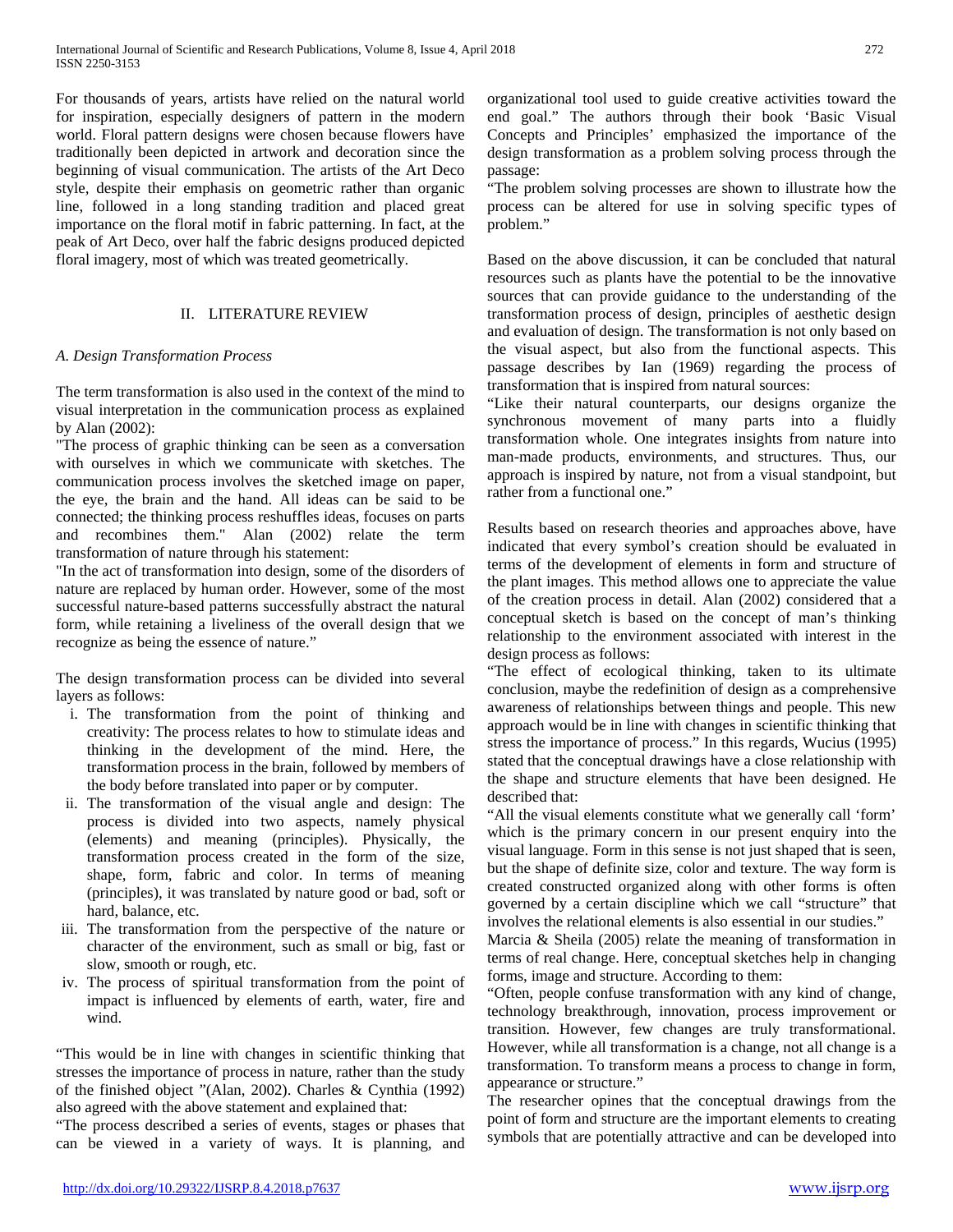For thousands of years, artists have relied on the natural world for inspiration, especially designers of pattern in the modern world. Floral pattern designs were chosen because flowers have traditionally been depicted in artwork and decoration since the beginning of visual communication. The artists of the Art Deco style, despite their emphasis on geometric rather than organic line, followed in a long standing tradition and placed great importance on the floral motif in fabric patterning. In fact, at the peak of Art Deco, over half the fabric designs produced depicted floral imagery, most of which was treated geometrically.

## II. LITERATURE REVIEW

### *A. Design Transformation Process*

The term transformation is also used in the context of the mind to visual interpretation in the communication process as explained by Alan (2002):

"The process of graphic thinking can be seen as a conversation with ourselves in which we communicate with sketches. The communication process involves the sketched image on paper, the eye, the brain and the hand. All ideas can be said to be connected; the thinking process reshuffles ideas, focuses on parts and recombines them." Alan (2002) relate the term transformation of nature through his statement:

"In the act of transformation into design, some of the disorders of nature are replaced by human order. However, some of the most successful nature-based patterns successfully abstract the natural form, while retaining a liveliness of the overall design that we recognize as being the essence of nature."

The design transformation process can be divided into several layers as follows:

i. The transformation from the point of thinking and creativity: The process relates to how to stimulate ideas and thinking in the development of the mind. Here, the transformation process in the brain, followed by members of the body before translated into paper or by computer.
ii. The transformation of the visual angle and design: The process is divided into two aspects, namely physical (elements) and meaning (principles). Physically, the transformation process created in the form of the size, shape, form, fabric and color. In terms of meaning (principles), it was translated by nature good or bad, soft or hard, balance, etc.
iii. The transformation from the perspective of the nature or character of the environment, such as small or big, fast or slow, smooth or rough, etc.
iv. The process of spiritual transformation from the point of impact is influenced by elements of earth, water, fire and wind.

"This would be in line with changes in scientific thinking that stresses the importance of process in nature, rather than the study of the finished object "(Alan, 2002). Charles & Cynthia (1992) also agreed with the above statement and explained that:

"The process described a series of events, stages or phases that can be viewed in a variety of ways. It is planning, and organizational tool used to guide creative activities toward the end goal." The authors through their book 'Basic Visual Concepts and Principles' emphasized the importance of the design transformation as a problem solving process through the passage:

"The problem solving processes are shown to illustrate how the process can be altered for use in solving specific types of problem."

Based on the above discussion, it can be concluded that natural resources such as plants have the potential to be the innovative sources that can provide guidance to the understanding of the transformation process of design, principles of aesthetic design and evaluation of design. The transformation is not only based on the visual aspect, but also from the functional aspects. This passage describes by Ian (1969) regarding the process of transformation that is inspired from natural sources:

"Like their natural counterparts, our designs organize the synchronous movement of many parts into a fluidly transformation whole. One integrates insights from nature into man-made products, environments, and structures. Thus, our approach is inspired by nature, not from a visual standpoint, but rather from a functional one."

Results based on research theories and approaches above, have indicated that every symbol's creation should be evaluated in terms of the development of elements in form and structure of the plant images. This method allows one to appreciate the value of the creation process in detail. Alan (2002) considered that a conceptual sketch is based on the concept of man's thinking relationship to the environment associated with interest in the design process as follows:

"The effect of ecological thinking, taken to its ultimate conclusion, maybe the redefinition of design as a comprehensive awareness of relationships between things and people. This new approach would be in line with changes in scientific thinking that stress the importance of process." In this regards, Wucius (1995) stated that the conceptual drawings have a close relationship with the shape and structure elements that have been designed. He described that:

"All the visual elements constitute what we generally call 'form' which is the primary concern in our present enquiry into the visual language. Form in this sense is not just shaped that is seen, but the shape of definite size, color and texture. The way form is created constructed organized along with other forms is often governed by a certain discipline which we call "structure" that involves the relational elements is also essential in our studies."

Marcia & Sheila (2005) relate the meaning of transformation in terms of real change. Here, conceptual sketches help in changing forms, image and structure. According to them:

"Often, people confuse transformation with any kind of change, technology breakthrough, innovation, process improvement or transition. However, few changes are truly transformational. However, while all transformation is a change, not all change is a transformation. To transform means a process to change in form, appearance or structure."

The researcher opines that the conceptual drawings from the point of form and structure are the important elements to creating symbols that are potentially attractive and can be developed into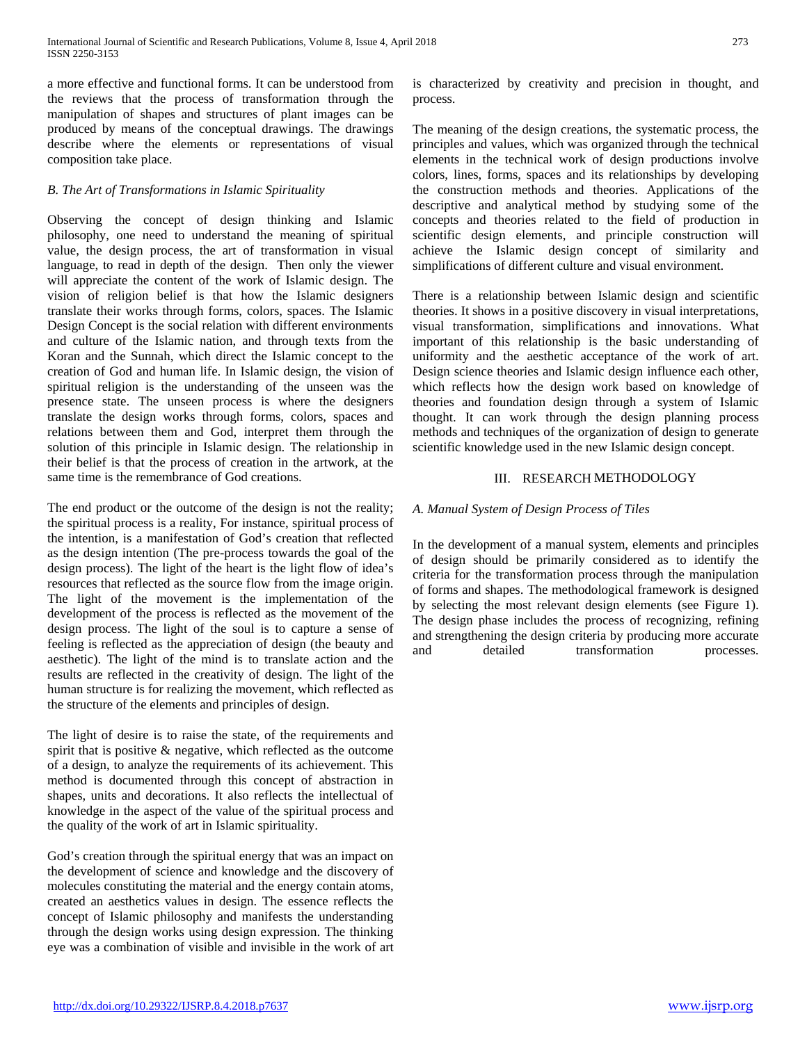a more effective and functional forms. It can be understood from the reviews that the process of transformation through the manipulation of shapes and structures of plant images can be produced by means of the conceptual drawings. The drawings describe where the elements or representations of visual composition take place.

### *B. The Art of Transformations in Islamic Spirituality*

Observing the concept of design thinking and Islamic philosophy, one need to understand the meaning of spiritual value, the design process, the art of transformation in visual language, to read in depth of the design. Then only the viewer will appreciate the content of the work of Islamic design. The vision of religion belief is that how the Islamic designers translate their works through forms, colors, spaces. The Islamic Design Concept is the social relation with different environments and culture of the Islamic nation, and through texts from the Koran and the Sunnah, which direct the Islamic concept to the creation of God and human life. In Islamic design, the vision of spiritual religion is the understanding of the unseen was the presence state. The unseen process is where the designers translate the design works through forms, colors, spaces and relations between them and God, interpret them through the solution of this principle in Islamic design. The relationship in their belief is that the process of creation in the artwork, at the same time is the remembrance of God creations.

The end product or the outcome of the design is not the reality; the spiritual process is a reality, For instance, spiritual process of the intention, is a manifestation of God's creation that reflected as the design intention (The pre-process towards the goal of the design process). The light of the heart is the light flow of idea's resources that reflected as the source flow from the image origin. The light of the movement is the implementation of the development of the process is reflected as the movement of the design process. The light of the soul is to capture a sense of feeling is reflected as the appreciation of design (the beauty and aesthetic). The light of the mind is to translate action and the results are reflected in the creativity of design. The light of the human structure is for realizing the movement, which reflected as the structure of the elements and principles of design.

The light of desire is to raise the state, of the requirements and spirit that is positive & negative, which reflected as the outcome of a design, to analyze the requirements of its achievement. This method is documented through this concept of abstraction in shapes, units and decorations. It also reflects the intellectual of knowledge in the aspect of the value of the spiritual process and the quality of the work of art in Islamic spirituality.

God's creation through the spiritual energy that was an impact on the development of science and knowledge and the discovery of molecules constituting the material and the energy contain atoms, created an aesthetics values in design. The essence reflects the concept of Islamic philosophy and manifests the understanding through the design works using design expression. The thinking eye was a combination of visible and invisible in the work of art is characterized by creativity and precision in thought, and process.

The meaning of the design creations, the systematic process, the principles and values, which was organized through the technical elements in the technical work of design productions involve colors, lines, forms, spaces and its relationships by developing the construction methods and theories. Applications of the descriptive and analytical method by studying some of the concepts and theories related to the field of production in scientific design elements, and principle construction will achieve the Islamic design concept of similarity and simplifications of different culture and visual environment.

There is a relationship between Islamic design and scientific theories. It shows in a positive discovery in visual interpretations, visual transformation, simplifications and innovations. What important of this relationship is the basic understanding of uniformity and the aesthetic acceptance of the work of art. Design science theories and Islamic design influence each other, which reflects how the design work based on knowledge of theories and foundation design through a system of Islamic thought. It can work through the design planning process methods and techniques of the organization of design to generate scientific knowledge used in the new Islamic design concept.

## III. RESEARCH METHODOLOGY

### *A. Manual System of Design Process of Tiles*

In the development of a manual system, elements and principles of design should be primarily considered as to identify the criteria for the transformation process through the manipulation of forms and shapes. The methodological framework is designed by selecting the most relevant design elements (see Figure 1). The design phase includes the process of recognizing, refining and strengthening the design criteria by producing more accurate and detailed transformation processes.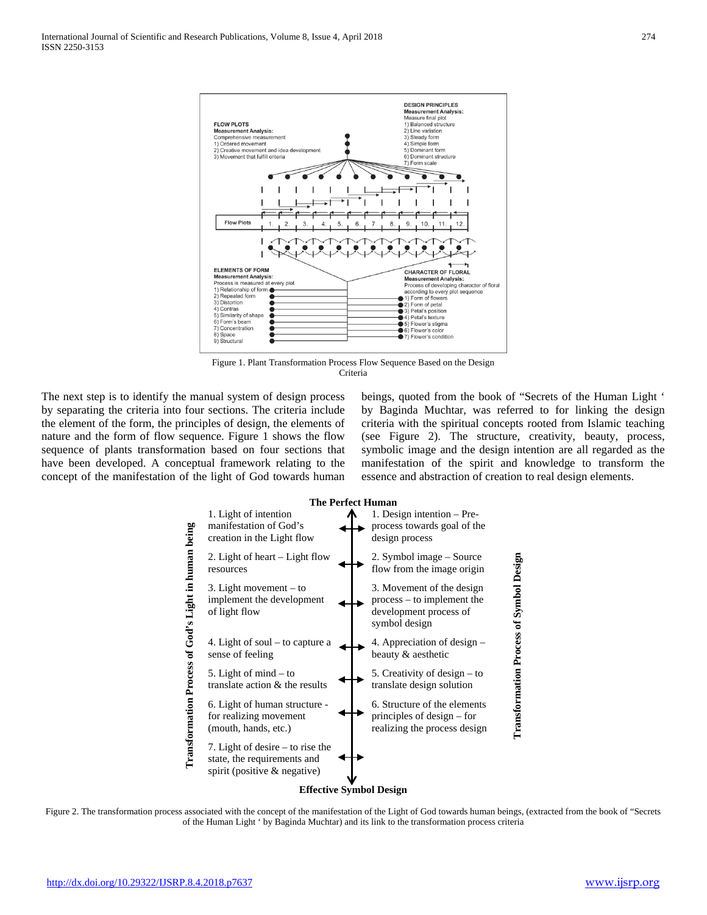**DESIGN PRINCIPLES**
**Measurement Analysis:**
Measure final plot
1) Balanced structure
2) Line variation
3) Steady form
4) Simple form
5) Dominant form
6) Dominant structure
7) Form scale

**FLOW PLOTS**
**Measurement Analysis:**
Comprehensive measurement
1) Ordered movement
2) Creative movement and idea development
3) Movement that fulfill criteria

Flow Plots 1. 2. 3. 4. 5. 6. 7. 8. 9. 10. 11. 12.

**ELEMENTS OF FORM**
**Measurement Analysis:**
Process is measured at every plot
1) Relationship of form
2) Repeated form
3) Distortion
4) Contras
5) Similarity of shape
6) Form's beam
7) Concentration
8) Space
9) Structural

**CHARACTER OF FLORAL**
**Measurement Analysis:**
Process of developing character of floral according to every plot sequence
1) Form of flowers
2) Form of petal
3) Petal's position
4) Petal's texture
5) Flower's stigma
6) Flower's color
7) Flower's condition

Figure 1. Plant Transformation Process Flow Sequence Based on the Design Criteria

The next step is to identify the manual system of design process by separating the criteria into four sections. The criteria include the element of the form, the principles of design, the elements of nature and the form of flow sequence. Figure 1 shows the flow sequence of plants transformation based on four sections that have been developed. A conceptual framework relating to the concept of the manifestation of the light of God towards human beings, quoted from the book of "Secrets of the Human Light ' by Baginda Muchtar, was referred to for linking the design criteria with the spiritual concepts rooted from Islamic teaching (see Figure 2). The structure, creativity, beauty, process, symbolic image and the design intention are all regarded as the manifestation of the spirit and knowledge to transform the essence and abstraction of creation to real design elements.

**The Perfect Human**

| Transformation Process of God's Light in human being | Transformation Process of Symbol Design |
| --- | --- |
| 1. Light of intention manifestation of God's creation in the Light flow | 1. Design intention – Pre-process towards goal of the design process |
| 2. Light of heart – Light flow resources | 2. Symbol image – Source flow from the image origin |
| 3. Light movement – to implement the development of light flow | 3. Movement of the design process – to implement the development process of symbol design |
| 4. Light of soul – to capture a sense of feeling | 4. Appreciation of design – beauty & aesthetic |
| 5. Light of mind – to translate action & the results | 5. Creativity of design – to translate design solution |
| 6. Light of human structure - for realizing movement (mouth, hands, etc.) | 6. Structure of the elements principles of design – for realizing the process design |
| 7. Light of desire – to rise the state, the requirements and spirit (positive & negative) | |

**Effective Symbol Design**

Figure 2. The transformation process associated with the concept of the manifestation of the Light of God towards human beings, (extracted from the book of "Secrets of the Human Light ' by Baginda Muchtar) and its link to the transformation process criteria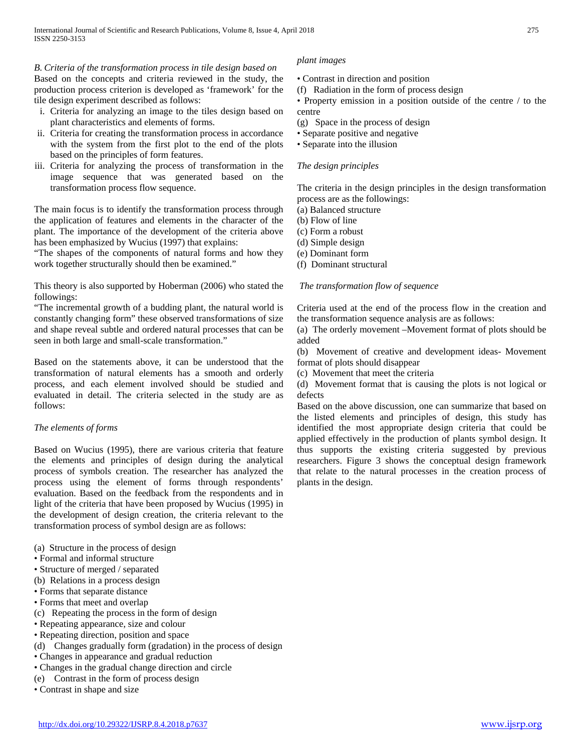*B. Criteria of the transformation process in tile design based on plant images*

Based on the concepts and criteria reviewed in the study, the production process criterion is developed as 'framework' for the tile design experiment described as follows:

i. Criteria for analyzing an image to the tiles design based on plant characteristics and elements of forms.
ii. Criteria for creating the transformation process in accordance with the system from the first plot to the end of the plots based on the principles of form features.
iii. Criteria for analyzing the process of transformation in the image sequence that was generated based on the transformation process flow sequence.

The main focus is to identify the transformation process through the application of features and elements in the character of the plant. The importance of the development of the criteria above has been emphasized by Wucius (1997) that explains:

"The shapes of the components of natural forms and how they work together structurally should then be examined."

This theory is also supported by Hoberman (2006) who stated the followings:

"The incremental growth of a budding plant, the natural world is constantly changing form" these observed transformations of size and shape reveal subtle and ordered natural processes that can be seen in both large and small-scale transformation."

Based on the statements above, it can be understood that the transformation of natural elements has a smooth and orderly process, and each element involved should be studied and evaluated in detail. The criteria selected in the study are as follows:

*The elements of forms*

Based on Wucius (1995), there are various criteria that feature the elements and principles of design during the analytical process of symbols creation. The researcher has analyzed the process using the element of forms through respondents' evaluation. Based on the feedback from the respondents and in light of the criteria that have been proposed by Wucius (1995) in the development of design creation, the criteria relevant to the transformation process of symbol design are as follows:

(a) Structure in the process of design
• Formal and informal structure
• Structure of merged / separated
(b) Relations in a process design
• Forms that separate distance
• Forms that meet and overlap
(c) Repeating the process in the form of design
• Repeating appearance, size and colour
• Repeating direction, position and space
(d) Changes gradually form (gradation) in the process of design
• Changes in appearance and gradual reduction
• Changes in the gradual change direction and circle
(e) Contrast in the form of process design
• Contrast in shape and size
• Contrast in direction and position
(f) Radiation in the form of process design
• Property emission in a position outside of the centre / to the centre
(g) Space in the process of design
• Separate positive and negative
• Separate into the illusion

*The design principles*

The criteria in the design principles in the design transformation process are as the followings:

(a) Balanced structure
(b) Flow of line
(c) Form a robust
(d) Simple design
(e) Dominant form
(f) Dominant structural

*The transformation flow of sequence*

Criteria used at the end of the process flow in the creation and the transformation sequence analysis are as follows:

(a) The orderly movement –Movement format of plots should be added
(b) Movement of creative and development ideas- Movement format of plots should disappear
(c) Movement that meet the criteria
(d) Movement format that is causing the plots is not logical or defects

Based on the above discussion, one can summarize that based on the listed elements and principles of design, this study has identified the most appropriate design criteria that could be applied effectively in the production of plants symbol design. It thus supports the existing criteria suggested by previous researchers. Figure 3 shows the conceptual design framework that relate to the natural processes in the creation process of plants in the design.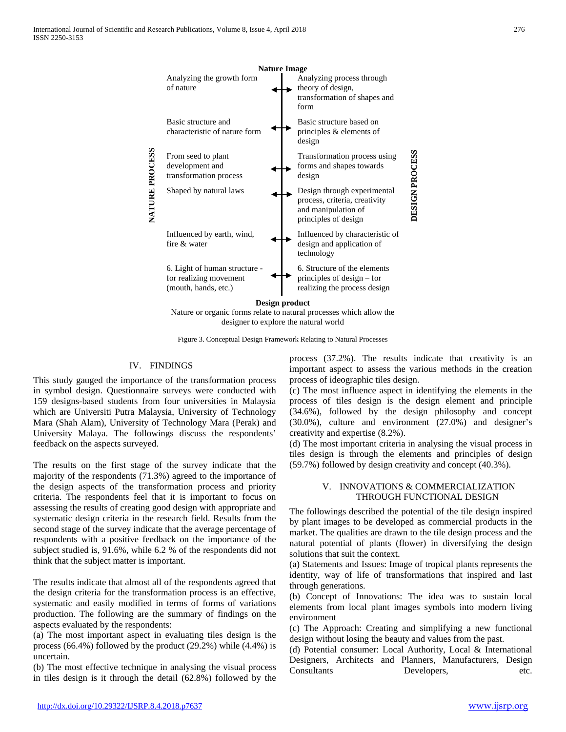**Nature Image**

| NATURE PROCESS | | DESIGN PROCESS |
|---|---|---|
| Analyzing the growth form of nature | ↔ | Analyzing process through theory of design, transformation of shapes and form |
| Basic structure and characteristic of nature form | ↔ | Basic structure based on principles & elements of design |
| From seed to plant development and transformation process | ↔ | Transformation process using forms and shapes towards design |
| Shaped by natural laws | ↔ | Design through experimental process, criteria, creativity and manipulation of principles of design |
| Influenced by earth, wind, fire & water | ↔ | Influenced by characteristic of design and application of technology |
| 6. Light of human structure - for realizing movement (mouth, hands, etc.) | ↔ | 6. Structure of the elements principles of design – for realizing the process design |

**Design product**

Nature or organic forms relate to natural processes which allow the designer to explore the natural world

Figure 3. Conceptual Design Framework Relating to Natural Processes

## IV. FINDINGS

This study gauged the importance of the transformation process in symbol design. Questionnaire surveys were conducted with 159 designs-based students from four universities in Malaysia which are Universiti Putra Malaysia, University of Technology Mara (Shah Alam), University of Technology Mara (Perak) and University Malaya. The followings discuss the respondents' feedback on the aspects surveyed.

The results on the first stage of the survey indicate that the majority of the respondents (71.3%) agreed to the importance of the design aspects of the transformation process and priority criteria. The respondents feel that it is important to focus on assessing the results of creating good design with appropriate and systematic design criteria in the research field. Results from the second stage of the survey indicate that the average percentage of respondents with a positive feedback on the importance of the subject studied is, 91.6%, while 6.2 % of the respondents did not think that the subject matter is important.

The results indicate that almost all of the respondents agreed that the design criteria for the transformation process is an effective, systematic and easily modified in terms of forms of variations production. The following are the summary of findings on the aspects evaluated by the respondents:

(a) The most important aspect in evaluating tiles design is the process (66.4%) followed by the product (29.2%) while (4.4%) is uncertain.

(b) The most effective technique in analysing the visual process in tiles design is it through the detail (62.8%) followed by the process (37.2%). The results indicate that creativity is an important aspect to assess the various methods in the creation process of ideographic tiles design.

(c) The most influence aspect in identifying the elements in the process of tiles design is the design element and principle (34.6%), followed by the design philosophy and concept (30.0%), culture and environment (27.0%) and designer's creativity and expertise (8.2%).

(d) The most important criteria in analysing the visual process in tiles design is through the elements and principles of design (59.7%) followed by design creativity and concept (40.3%).

## V. INNOVATIONS & COMMERCIALIZATION THROUGH FUNCTIONAL DESIGN

The followings described the potential of the tile design inspired by plant images to be developed as commercial products in the market. The qualities are drawn to the tile design process and the natural potential of plants (flower) in diversifying the design solutions that suit the context.

(a) Statements and Issues: Image of tropical plants represents the identity, way of life of transformations that inspired and last through generations.

(b) Concept of Innovations: The idea was to sustain local elements from local plant images symbols into modern living environment

(c) The Approach: Creating and simplifying a new functional design without losing the beauty and values from the past.

(d) Potential consumer: Local Authority, Local & International Designers, Architects and Planners, Manufacturers, Design Consultants Developers, etc.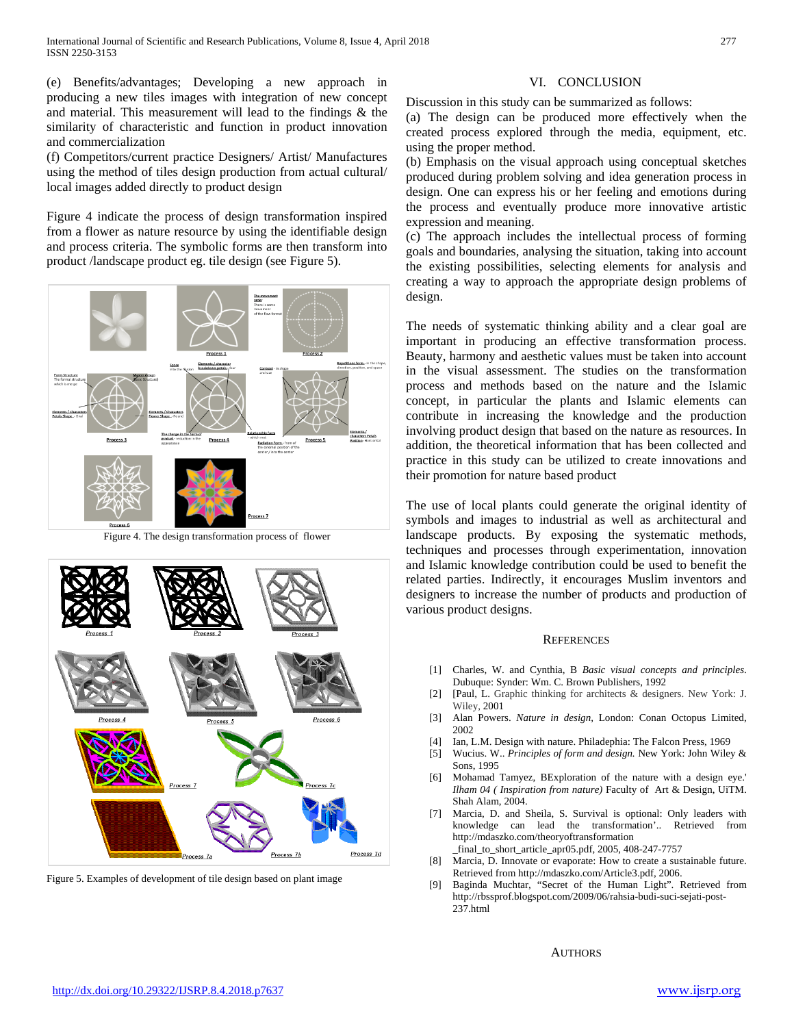(e) Benefits/advantages; Developing a new approach in producing a new tiles images with integration of new concept and material. This measurement will lead to the findings & the similarity of characteristic and function in product innovation and commercialization

(f) Competitors/current practice Designers/ Artist/ Manufactures using the method of tiles design production from actual cultural/ local images added directly to product design

Figure 4 indicate the process of design transformation inspired from a flower as nature resource by using the identifiable design and process criteria. The symbolic forms are then transform into product /landscape product eg. tile design (see Figure 5).

Figure 4. The design transformation process of flower

Figure 5. Examples of development of tile design based on plant image

## VI. CONCLUSION

Discussion in this study can be summarized as follows:

(a) The design can be produced more effectively when the created process explored through the media, equipment, etc. using the proper method.

(b) Emphasis on the visual approach using conceptual sketches produced during problem solving and idea generation process in design. One can express his or her feeling and emotions during the process and eventually produce more innovative artistic expression and meaning.

(c) The approach includes the intellectual process of forming goals and boundaries, analysing the situation, taking into account the existing possibilities, selecting elements for analysis and creating a way to approach the appropriate design problems of design.

The needs of systematic thinking ability and a clear goal are important in producing an effective transformation process. Beauty, harmony and aesthetic values must be taken into account in the visual assessment. The studies on the transformation process and methods based on the nature and the Islamic concept, in particular the plants and Islamic elements can contribute in increasing the knowledge and the production involving product design that based on the nature as resources. In addition, the theoretical information that has been collected and practice in this study can be utilized to create innovations and their promotion for nature based product

The use of local plants could generate the original identity of symbols and images to industrial as well as architectural and landscape products. By exposing the systematic methods, techniques and processes through experimentation, innovation and Islamic knowledge contribution could be used to benefit the related parties. Indirectly, it encourages Muslim inventors and designers to increase the number of products and production of various product designs.

## REFERENCES

[1] Charles, W. and Cynthia, B *Basic visual concepts and principles.* Dubuque: Synder: Wm. C. Brown Publishers, 1992

[2] [Paul, L. Graphic thinking for architects & designers. New York: J. Wiley, 2001

[3] Alan Powers. *Nature in design,* London: Conan Octopus Limited, 2002

[4] Ian, L.M. Design with nature. Philadephia: The Falcon Press, 1969

[5] Wucius. W.. *Principles of form and design.* New York: John Wiley & Sons, 1995

[6] Mohamad Tamyez, BExploration of the nature with a design eye.' *Ilham 04 ( Inspiration from nature)* Faculty of Art & Design, UiTM. Shah Alam, 2004.

[7] Marcia, D. and Sheila, S. Survival is optional: Only leaders with knowledge can lead the transformation'.. Retrieved from http://mdaszko.com/theoryoftransformation _final_to_short_article_apr05.pdf, 2005, 408-247-7757

[8] Marcia, D. Innovate or evaporate: How to create a sustainable future. Retrieved from http://mdaszko.com/Article3.pdf, 2006.

[9] Baginda Muchtar, "Secret of the Human Light". Retrieved from http://rbssprof.blogspot.com/2009/06/rahsia-budi-suci-sejati-post-237.html

## AUTHORS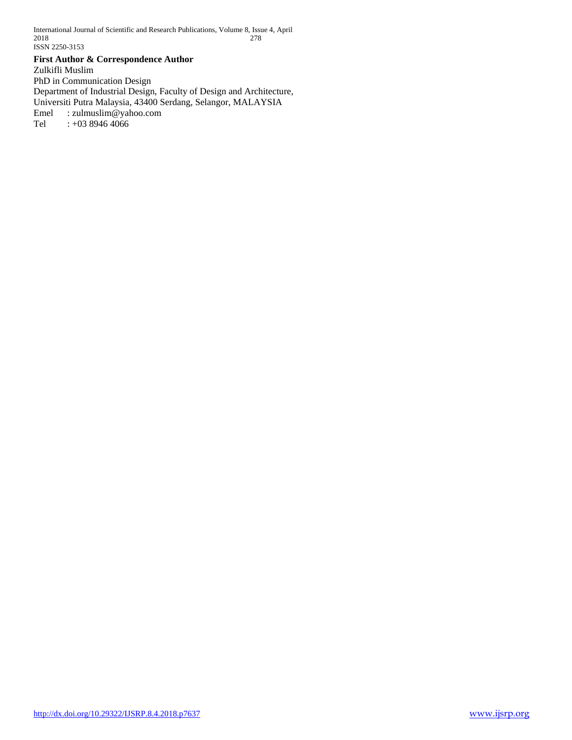**First Author & Correspondence Author**

Zulkifli Muslim
PhD in Communication Design
Department of Industrial Design, Faculty of Design and Architecture,
Universiti Putra Malaysia, 43400 Serdang, Selangor, MALAYSIA
Emel : zulmuslim@yahoo.com
Tel : +03 8946 4066